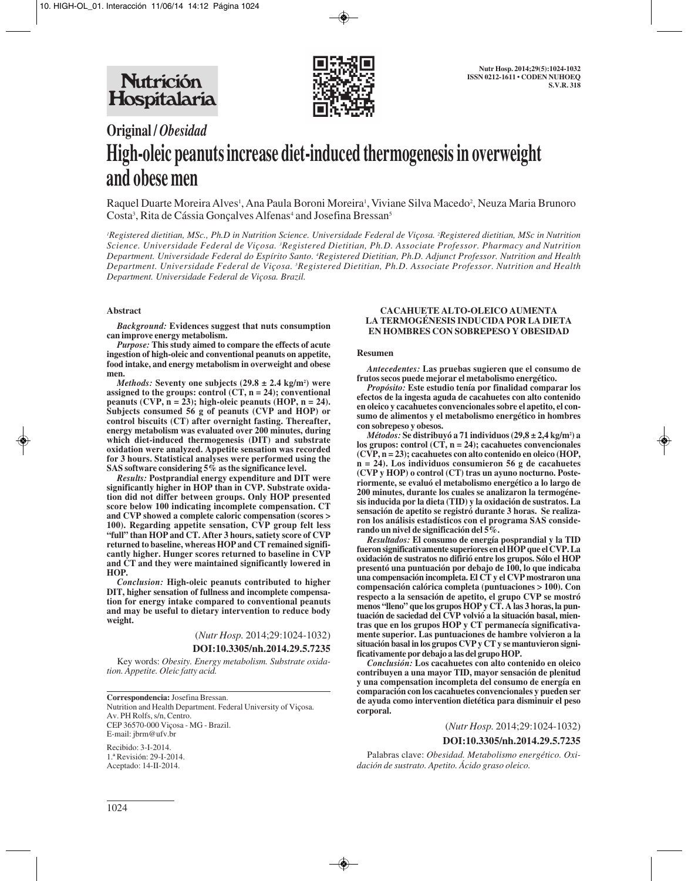## Original / *Obesidad*

# High-oleic peanuts increase diet-induced thermogenesis in overweight and obese men

Raquel Duarte Moreira Alves[1], Ana Paula Boroni Moreira[1], Viviane Silva Macedo[2], Neuza Maria Brunoro Costa[3], Rita de Cássia Gonçalves Alfenas[4] and Josefina Bressan[5]

*[1]Registered dietitian, MSc., Ph.D in Nutrition Science. Universidade Federal de Viçosa. [2]Registered dietitian, MSc in Nutrition Science. Universidade Federal de Viçosa. [3]Registered Dietitian, Ph.D. Associate Professor. Pharmacy and Nutrition Department. Universidade Federal do Espírito Santo. [4]Registered Dietitian, Ph.D. Adjunct Professor. Nutrition and Health Department. Universidade Federal de Viçosa. [5]Registered Dietitian, Ph.D. Associate Professor. Nutrition and Health Department. Universidade Federal de Viçosa. Brazil.*

### Abstract

***Background:*** **Evidences suggest that nuts consumption can improve energy metabolism.**

***Purpose:*** **This study aimed to compare the effects of acute ingestion of high-oleic and conventional peanuts on appetite, food intake, and energy metabolism in overweight and obese men.**

***Methods:*** **Seventy one subjects (29.8 ± 2.4 kg/m²) were assigned to the groups: control (CT, n = 24); conventional peanuts (CVP, n = 23); high-oleic peanuts (HOP, n = 24). Subjects consumed 56 g of peanuts (CVP and HOP) or control biscuits (CT) after overnight fasting. Thereafter, energy metabolism was evaluated over 200 minutes, during which diet-induced thermogenesis (DIT) and substrate oxidation were analyzed. Appetite sensation was recorded for 3 hours. Statistical analyses were performed using the SAS software considering 5% as the significance level.**

***Results:*** **Postprandial energy expenditure and DIT were significantly higher in HOP than in CVP. Substrate oxidation did not differ between groups. Only HOP presented score below 100 indicating incomplete compensation. CT and CVP showed a complete caloric compensation (scores > 100). Regarding appetite sensation, CVP group felt less "full" than HOP and CT. After 3 hours, satiety score of CVP returned to baseline, whereas HOP and CT remained significantly higher. Hunger scores returned to baseline in CVP and CT and they were maintained significantly lowered in HOP.**

***Conclusion:*** **High-oleic peanuts contributed to higher DIT, higher sensation of fullness and incomplete compensation for energy intake compared to conventional peanuts and may be useful to dietary intervention to reduce body weight.**

(*Nutr Hosp.* 2014;29:1024-1032)

**DOI:10.3305/nh.2014.29.5.7235**

Key words: *Obesity. Energy metabolism. Substrate oxidation. Appetite. Oleic fatty acid.*

**Correspondencia:** Josefina Bressan.
Nutrition and Health Department. Federal University of Viçosa.
Av. PH Rolfs, s/n, Centro.
CEP 36570-000 Viçosa - MG - Brazil.
E-mail: jbrm@ufv.br

Recibido: 3-I-2014.
1.ª Revisión: 29-I-2014.
Aceptado: 14-II-2014.

### CACAHUETE ALTO-OLEICO AUMENTA LA TERMOGÉNESIS INDUCIDA POR LA DIETA EN HOMBRES CON SOBREPESO Y OBESIDAD

### Resumen

***Antecedentes:*** **Las pruebas sugieren que el consumo de frutos secos puede mejorar el metabolismo energético.**

***Propósito:*** **Este estudio tenía por finalidad comparar los efectos de la ingesta aguda de cacahuetes con alto contenido en oleico y cacahuetes convencionales sobre el apetito, el consumo de alimentos y el metabolismo energético en hombres con sobrepeso y obesos.**

***Métodos:*** **Se distribuyó a 71 individuos (29,8 ± 2,4 kg/m²) a los grupos: control (CT, n = 24); cacahuetes convencionales (CVP, n = 23); cacahuetes con alto contenido en oleico (HOP, n = 24). Los individuos consumieron 56 g de cacahuetes (CVP y HOP) o control (CT) tras un ayuno nocturno. Posteriormente, se evaluó el metabolismo energético a lo largo de 200 minutes, durante los cuales se analizaron la termogénesis inducida por la dieta (TID) y la oxidación de sustratos. La sensación de apetito se registró durante 3 horas. Se realizaron los análisis estadísticos con el programa SAS considerando un nivel de significación del 5%.**

***Resultados:*** **El consumo de energía posprandial y la TID fueron significativamente superiores en el HOP que el CVP. La oxidación de sustratos no difirió entre los grupos. Sólo el HOP presentó una puntuación por debajo de 100, lo que indicaba una compensación incompleta. El CT y el CVP mostraron una compensación calórica completa (puntuaciones > 100). Con respecto a la sensación de apetito, el grupo CVP se mostró menos "lleno" que los grupos HOP y CT. A las 3 horas, la puntuación de saciedad del CVP volvió a la situación basal, mientras que en los grupos HOP y CT permanecía significativamente superior. Las puntuaciones de hambre volvieron a la situación basal en los grupos CVP y CT y se mantuvieron significativamente por debajo a las del grupo HOP.**

***Conclusión:*** **Los cacahuetes con alto contenido en oleico contribuyen a una mayor TID, mayor sensación de plenitud y una compensation incompleta del consumo de energía en comparación con los cacahuetes convencionales y pueden ser de ayuda como intervention dietética para disminuir el peso corporal.**

(*Nutr Hosp.* 2014;29:1024-1032)

**DOI:10.3305/nh.2014.29.5.7235**

Palabras clave: *Obesidad. Metabolismo energético. Oxidación de sustrato. Apetito. Ácido graso oleico.*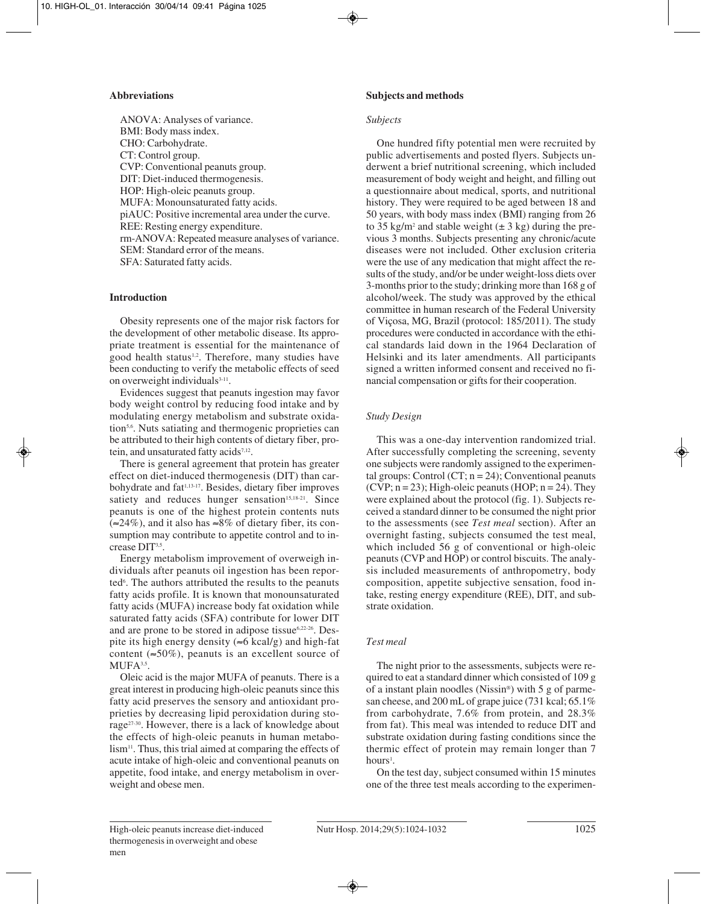## Abbreviations

ANOVA: Analyses of variance.
BMI: Body mass index.
CHO: Carbohydrate.
CT: Control group.
CVP: Conventional peanuts group.
DIT: Diet-induced thermogenesis.
HOP: High-oleic peanuts group.
MUFA: Monounsaturated fatty acids.
piAUC: Positive incremental area under the curve.
REE: Resting energy expenditure.
rm-ANOVA: Repeated measure analyses of variance.
SEM: Standard error of the means.
SFA: Saturated fatty acids.

## Introduction

Obesity represents one of the major risk factors for the development of other metabolic disease. Its appropriate treatment is essential for the maintenance of good health status[1,2]. Therefore, many studies have been conducting to verify the metabolic effects of seed on overweight individuals[3-11].

Evidences suggest that peanuts ingestion may favor body weight control by reducing food intake and by modulating energy metabolism and substrate oxidation[5,6]. Nuts satiating and thermogenic proprieties can be attributed to their high contents of dietary fiber, protein, and unsaturated fatty acids[7,12].

There is general agreement that protein has greater effect on diet-induced thermogenesis (DIT) than carbohydrate and fat[1,13-17]. Besides, dietary fiber improves satiety and reduces hunger sensation[15,18-21]. Since peanuts is one of the highest protein contents nuts (≈24%), and it also has ≈8% of dietary fiber, its consumption may contribute to appetite control and to increase DIT[3,5].

Energy metabolism improvement of overweigh individuals after peanuts oil ingestion has been reported[6]. The authors attributed the results to the peanuts fatty acids profile. It is known that monounsaturated fatty acids (MUFA) increase body fat oxidation while saturated fatty acids (SFA) contribute for lower DIT and are prone to be stored in adipose tissue[6,22-26]. Despite its high energy density (≈6 kcal/g) and high-fat content (≈50%), peanuts is an excellent source of MUFA[3,5].

Oleic acid is the major MUFA of peanuts. There is a great interest in producing high-oleic peanuts since this fatty acid preserves the sensory and antioxidant proprieties by decreasing lipid peroxidation during storage[27-30]. However, there is a lack of knowledge about the effects of high-oleic peanuts in human metabolism[11]. Thus, this trial aimed at comparing the effects of acute intake of high-oleic and conventional peanuts on appetite, food intake, and energy metabolism in overweight and obese men.

## Subjects and methods

### *Subjects*

One hundred fifty potential men were recruited by public advertisements and posted flyers. Subjects underwent a brief nutritional screening, which included measurement of body weight and height, and filling out a questionnaire about medical, sports, and nutritional history. They were required to be aged between 18 and 50 years, with body mass index (BMI) ranging from 26 to 35 kg/m$^2$ and stable weight (± 3 kg) during the previous 3 months. Subjects presenting any chronic/acute diseases were not included. Other exclusion criteria were the use of any medication that might affect the results of the study, and/or be under weight-loss diets over 3-months prior to the study; drinking more than 168 g of alcohol/week. The study was approved by the ethical committee in human research of the Federal University of Viçosa, MG, Brazil (protocol: 185/2011). The study procedures were conducted in accordance with the ethical standards laid down in the 1964 Declaration of Helsinki and its later amendments. All participants signed a written informed consent and received no financial compensation or gifts for their cooperation.

### *Study Design*

This was a one-day intervention randomized trial. After successfully completing the screening, seventy one subjects were randomly assigned to the experimental groups: Control (CT; n = 24); Conventional peanuts (CVP; n = 23); High-oleic peanuts (HOP; n = 24). They were explained about the protocol (fig. 1). Subjects received a standard dinner to be consumed the night prior to the assessments (see *Test meal* section). After an overnight fasting, subjects consumed the test meal, which included 56 g of conventional or high-oleic peanuts (CVP and HOP) or control biscuits. The analysis included measurements of anthropometry, body composition, appetite subjective sensation, food intake, resting energy expenditure (REE), DIT, and substrate oxidation.

### *Test meal*

The night prior to the assessments, subjects were required to eat a standard dinner which consisted of 109 g of a instant plain noodles (Nissin®) with 5 g of parmesan cheese, and 200 mL of grape juice (731 kcal; 65.1% from carbohydrate, 7.6% from protein, and 28.3% from fat). This meal was intended to reduce DIT and substrate oxidation during fasting conditions since the thermic effect of protein may remain longer than 7 hours[1].

On the test day, subject consumed within 15 minutes one of the three test meals according to the experimen-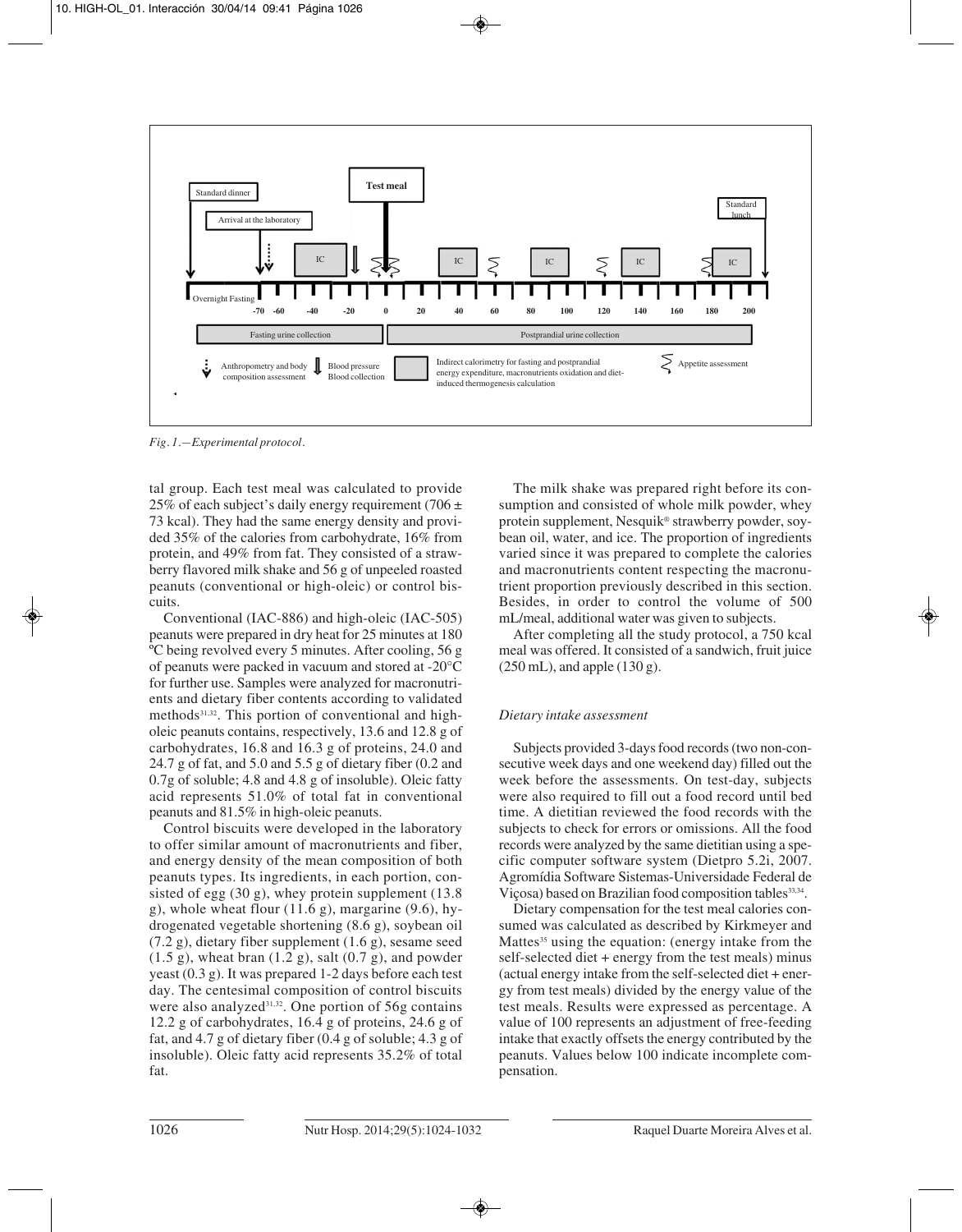*Fig. 1.—Experimental protocol.*

tal group. Each test meal was calculated to provide 25% of each subject's daily energy requirement (706 ± 73 kcal). They had the same energy density and provided 35% of the calories from carbohydrate, 16% from protein, and 49% from fat. They consisted of a strawberry flavored milk shake and 56 g of unpeeled roasted peanuts (conventional or high-oleic) or control biscuits.

Conventional (IAC-886) and high-oleic (IAC-505) peanuts were prepared in dry heat for 25 minutes at 180 ºC being revolved every 5 minutes. After cooling, 56 g of peanuts were packed in vacuum and stored at -20°C for further use. Samples were analyzed for macronutrients and dietary fiber contents according to validated methods[31,32]. This portion of conventional and high-oleic peanuts contains, respectively, 13.6 and 12.8 g of carbohydrates, 16.8 and 16.3 g of proteins, 24.0 and 24.7 g of fat, and 5.0 and 5.5 g of dietary fiber (0.2 and 0.7g of soluble; 4.8 and 4.8 g of insoluble). Oleic fatty acid represents 51.0% of total fat in conventional peanuts and 81.5% in high-oleic peanuts.

Control biscuits were developed in the laboratory to offer similar amount of macronutrients and fiber, and energy density of the mean composition of both peanuts types. Its ingredients, in each portion, consisted of egg (30 g), whey protein supplement (13.8 g), whole wheat flour (11.6 g), margarine (9.6), hydrogenated vegetable shortening (8.6 g), soybean oil (7.2 g), dietary fiber supplement (1.6 g), sesame seed (1.5 g), wheat bran (1.2 g), salt (0.7 g), and powder yeast (0.3 g). It was prepared 1-2 days before each test day. The centesimal composition of control biscuits were also analyzed[31,32]. One portion of 56g contains 12.2 g of carbohydrates, 16.4 g of proteins, 24.6 g of fat, and 4.7 g of dietary fiber (0.4 g of soluble; 4.3 g of insoluble). Oleic fatty acid represents 35.2% of total fat.

The milk shake was prepared right before its consumption and consisted of whole milk powder, whey protein supplement, Nesquik® strawberry powder, soybean oil, water, and ice. The proportion of ingredients varied since it was prepared to complete the calories and macronutrients content respecting the macronutrient proportion previously described in this section. Besides, in order to control the volume of 500 mL/meal, additional water was given to subjects.

After completing all the study protocol, a 750 kcal meal was offered. It consisted of a sandwich, fruit juice (250 mL), and apple (130 g).

### *Dietary intake assessment*

Subjects provided 3-days food records (two non-consecutive week days and one weekend day) filled out the week before the assessments. On test-day, subjects were also required to fill out a food record until bed time. A dietitian reviewed the food records with the subjects to check for errors or omissions. All the food records were analyzed by the same dietitian using a specific computer software system (Dietpro 5.2i, 2007. Agromídia Software Sistemas-Universidade Federal de Viçosa) based on Brazilian food composition tables[33,34].

Dietary compensation for the test meal calories consumed was calculated as described by Kirkmeyer and Mattes[35] using the equation: (energy intake from the self-selected diet + energy from the test meals) minus (actual energy intake from the self-selected diet + energy from test meals) divided by the energy value of the test meals. Results were expressed as percentage. A value of 100 represents an adjustment of free-feeding intake that exactly offsets the energy contributed by the peanuts. Values below 100 indicate incomplete compensation.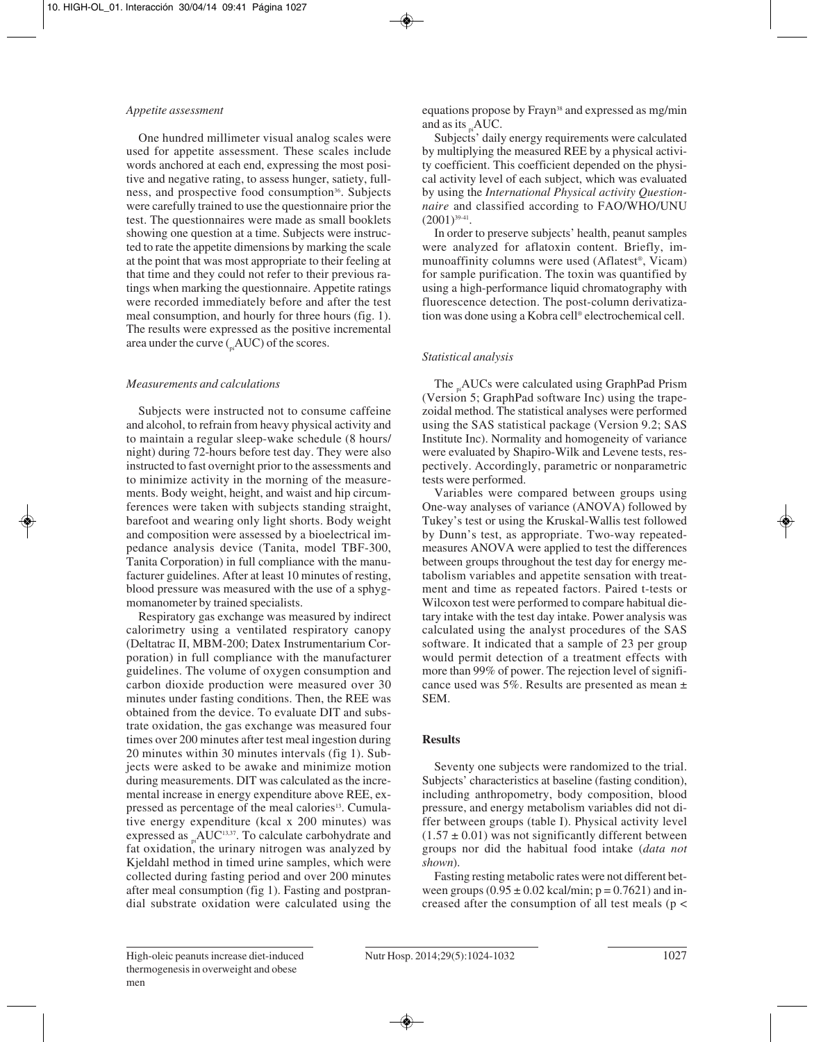### *Appetite assessment*

One hundred millimeter visual analog scales were used for appetite assessment. These scales include words anchored at each end, expressing the most positive and negative rating, to assess hunger, satiety, fullness, and prospective food consumption[36]. Subjects were carefully trained to use the questionnaire prior the test. The questionnaires were made as small booklets showing one question at a time. Subjects were instructed to rate the appetite dimensions by marking the scale at the point that was most appropriate to their feeling at that time and they could not refer to their previous ratings when marking the questionnaire. Appetite ratings were recorded immediately before and after the test meal consumption, and hourly for three hours (fig. 1). The results were expressed as the positive incremental area under the curve ($_{pi}$AUC) of the scores.

### *Measurements and calculations*

Subjects were instructed not to consume caffeine and alcohol, to refrain from heavy physical activity and to maintain a regular sleep-wake schedule (8 hours/night) during 72-hours before test day. They were also instructed to fast overnight prior to the assessments and to minimize activity in the morning of the measurements. Body weight, height, and waist and hip circumferences were taken with subjects standing straight, barefoot and wearing only light shorts. Body weight and composition were assessed by a bioelectrical impedance analysis device (Tanita, model TBF-300, Tanita Corporation) in full compliance with the manufacturer guidelines. After at least 10 minutes of resting, blood pressure was measured with the use of a sphygmomanometer by trained specialists.

Respiratory gas exchange was measured by indirect calorimetry using a ventilated respiratory canopy (Deltatrac II, MBM-200; Datex Instrumentarium Corporation) in full compliance with the manufacturer guidelines. The volume of oxygen consumption and carbon dioxide production were measured over 30 minutes under fasting conditions. Then, the REE was obtained from the device. To evaluate DIT and substrate oxidation, the gas exchange was measured four times over 200 minutes after test meal ingestion during 20 minutes within 30 minutes intervals (fig 1). Subjects were asked to be awake and minimize motion during measurements. DIT was calculated as the incremental increase in energy expenditure above REE, expressed as percentage of the meal calories[13]. Cumulative energy expenditure (kcal x 200 minutes) was expressed as $_{pi}$AUC[13,37]. To calculate carbohydrate and fat oxidation, the urinary nitrogen was analyzed by Kjeldahl method in timed urine samples, which were collected during fasting period and over 200 minutes after meal consumption (fig 1). Fasting and postprandial substrate oxidation were calculated using the equations propose by Frayn[38] and expressed as mg/min and as its $_{pi}$AUC.

Subjects' daily energy requirements were calculated by multiplying the measured REE by a physical activity coefficient. This coefficient depended on the physical activity level of each subject, which was evaluated by using the *International Physical activity Questionnaire* and classified according to FAO/WHO/UNU (2001)[39-41].

In order to preserve subjects' health, peanut samples were analyzed for aflatoxin content. Briefly, immunoaffinity columns were used (Aflatest®, Vicam) for sample purification. The toxin was quantified by using a high-performance liquid chromatography with fluorescence detection. The post-column derivatization was done using a Kobra cell® electrochemical cell.

### *Statistical analysis*

The $_{pi}$AUCs were calculated using GraphPad Prism (Version 5; GraphPad software Inc) using the trapezoidal method. The statistical analyses were performed using the SAS statistical package (Version 9.2; SAS Institute Inc). Normality and homogeneity of variance were evaluated by Shapiro-Wilk and Levene tests, respectively. Accordingly, parametric or nonparametric tests were performed.

Variables were compared between groups using One-way analyses of variance (ANOVA) followed by Tukey's test or using the Kruskal-Wallis test followed by Dunn's test, as appropriate. Two-way repeated-measures ANOVA were applied to test the differences between groups throughout the test day for energy metabolism variables and appetite sensation with treatment and time as repeated factors. Paired t-tests or Wilcoxon test were performed to compare habitual dietary intake with the test day intake. Power analysis was calculated using the analyst procedures of the SAS software. It indicated that a sample of 23 per group would permit detection of a treatment effects with more than 99% of power. The rejection level of significance used was 5%. Results are presented as mean ± SEM.

## **Results**

Seventy one subjects were randomized to the trial. Subjects' characteristics at baseline (fasting condition), including anthropometry, body composition, blood pressure, and energy metabolism variables did not differ between groups (table I). Physical activity level (1.57 ± 0.01) was not significantly different between groups nor did the habitual food intake (*data not shown*).

Fasting resting metabolic rates were not different between groups (0.95 ± 0.02 kcal/min; $p = 0.7621$) and increased after the consumption of all test meals ($p <$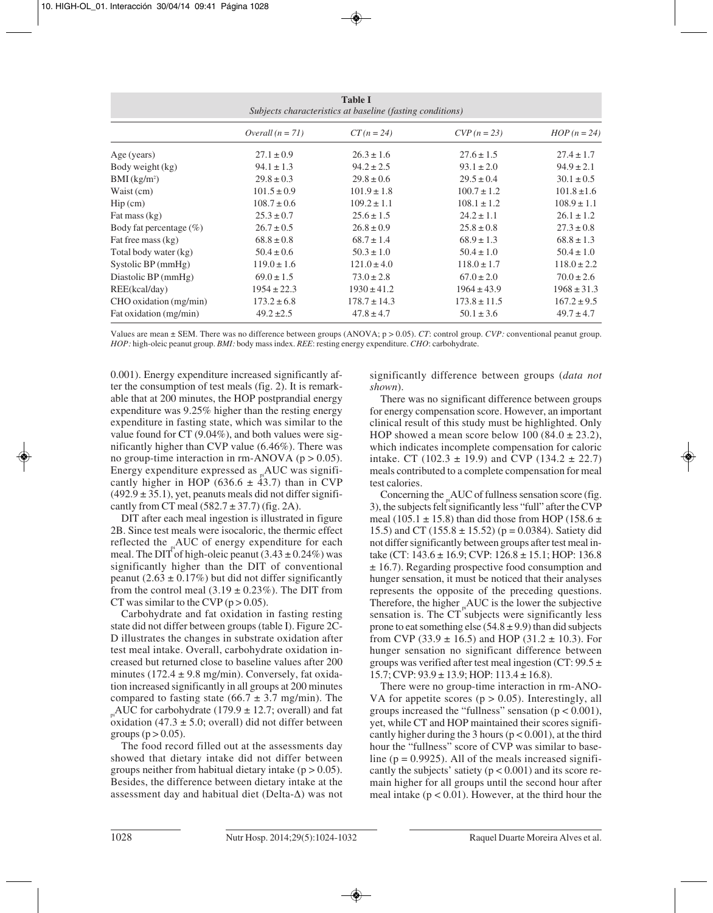**Table I**
*Subjects characteristics at baseline (fasting conditions)*

| | *Overall (n = 71)* | *CT (n = 24)* | *CVP (n = 23)* | *HOP (n = 24)* |
|---|---|---|---|---|
| Age (years) | 27.1 ± 0.9 | 26.3 ± 1.6 | 27.6 ± 1.5 | 27.4 ± 1.7 |
| Body weight (kg) | 94.1 ± 1.3 | 94.2 ± 2.5 | 93.1 ± 2.0 | 94.9 ± 2.1 |
| BMI ($kg/m^2$) | 29.8 ± 0.3 | 29.8 ± 0.6 | 29.5 ± 0.4 | 30.1 ± 0.5 |
| Waist (cm) | 101.5 ± 0.9 | 101.9 ± 1.8 | 100.7 ± 1.2 | 101.8 ±1.6 |
| Hip (cm) | 108.7 ± 0.6 | 109.2 ± 1.1 | 108.1 ± 1.2 | 108.9 ± 1.1 |
| Fat mass (kg) | 25.3 ± 0.7 | 25.6 ± 1.5 | 24.2 ± 1.1 | 26.1 ± 1.2 |
| Body fat percentage (%) | 26.7 ± 0.5 | 26.8 ± 0.9 | 25.8 ± 0.8 | 27.3 ± 0.8 |
| Fat free mass (kg) | 68.8 ± 0.8 | 68.7 ± 1.4 | 68.9 ± 1.3 | 68.8 ± 1.3 |
| Total body water (kg) | 50.4 ± 0.6 | 50.3 ± 1.0 | 50.4 ± 1.0 | 50.4 ± 1.0 |
| Systolic BP (mmHg) | 119.0 ± 1.6 | 121.0 ± 4.0 | 118.0 ± 1.7 | 118.0 ± 2.2 |
| Diastolic BP (mmHg) | 69.0 ± 1.5 | 73.0 ± 2.8 | 67.0 ± 2.0 | 70.0 ± 2.6 |
| REE(kcal/day) | 1954 ± 22.3 | 1930 ± 41.2 | 1964 ± 43.9 | 1968 ± 31.3 |
| CHO oxidation (mg/min) | 173.2 ± 6.8 | 178.7 ± 14.3 | 173.8 ± 11.5 | 167.2 ± 9.5 |
| Fat oxidation (mg/min) | 49.2 ±2.5 | 47.8 ± 4.7 | 50.1 ± 3.6 | 49.7 ± 4.7 |

Values are mean ± SEM. There was no difference between groups (ANOVA; $p > 0.05$). *CT*: control group. *CVP:* conventional peanut group. *HOP:* high-oleic peanut group. *BMI:* body mass index. *REE*: resting energy expenditure. *CHO*: carbohydrate.

0.001). Energy expenditure increased significantly after the consumption of test meals (fig. 2). It is remarkable that at 200 minutes, the HOP postprandial energy expenditure was 9.25% higher than the resting energy expenditure in fasting state, which was similar to the value found for CT (9.04%), and both values were significantly higher than CVP value (6.46%). There was no group-time interaction in rm-ANOVA ($p > 0.05$). Energy expenditure expressed as $_{pi}$AUC was significantly higher in HOP (636.6 ± 43.7) than in CVP (492.9 ± 35.1), yet, peanuts meals did not differ significantly from CT meal (582.7 ± 37.7) (fig. 2A).

DIT after each meal ingestion is illustrated in figure 2B. Since test meals were isocaloric, the thermic effect reflected the $_{pi}$AUC of energy expenditure for each meal. The DIT of high-oleic peanut (3.43 ± 0.24%) was significantly higher than the DIT of conventional peanut (2.63 ± 0.17%) but did not differ significantly from the control meal (3.19 ± 0.23%). The DIT from CT was similar to the CVP ($p > 0.05$).

Carbohydrate and fat oxidation in fasting resting state did not differ between groups (table I). Figure 2C-D illustrates the changes in substrate oxidation after test meal intake. Overall, carbohydrate oxidation increased but returned close to baseline values after 200 minutes (172.4 ± 9.8 mg/min). Conversely, fat oxidation increased significantly in all groups at 200 minutes compared to fasting state (66.7 ± 3.7 mg/min). The $_{pi}$AUC for carbohydrate (179.9 ± 12.7; overall) and fat oxidation (47.3 ± 5.0; overall) did not differ between groups ($p > 0.05$).

The food record filled out at the assessments day showed that dietary intake did not differ between groups neither from habitual dietary intake ($p > 0.05$). Besides, the difference between dietary intake at the assessment day and habitual diet (Delta-Δ) was not significantly difference between groups (*data not shown*).

There was no significant difference between groups for energy compensation score. However, an important clinical result of this study must be highlighted. Only HOP showed a mean score below 100 (84.0 ± 23.2), which indicates incomplete compensation for caloric intake. CT (102.3 ± 19.9) and CVP (134.2 ± 22.7) meals contributed to a complete compensation for meal test calories.

Concerning the $_{pi}$AUC of fullness sensation score (fig. 3), the subjects felt significantly less "full" after the CVP meal (105.1 ± 15.8) than did those from HOP (158.6 ± 15.5) and CT (155.8 ± 15.52) ($p = 0.0384$). Satiety did not differ significantly between groups after test meal intake (CT: 143.6 ± 16.9; CVP: 126.8 ± 15.1; HOP: 136.8 ± 16.7). Regarding prospective food consumption and hunger sensation, it must be noticed that their analyses represents the opposite of the preceding questions. Therefore, the higher $_{ps}$AUC is the lower the subjective sensation is. The CT subjects were significantly less prone to eat something else (54.8 ± 9.9) than did subjects from CVP (33.9 ± 16.5) and HOP (31.2 ± 10.3). For hunger sensation no significant difference between groups was verified after test meal ingestion (CT: 99.5 ± 15.7; CVP: 93.9 ± 13.9; HOP: 113.4 ± 16.8).

There were no group-time interaction in rm-ANOVA for appetite scores ($p > 0.05$). Interestingly, all groups increased the "fullness" sensation ($p < 0.001$), yet, while CT and HOP maintained their scores significantly higher during the 3 hours ($p < 0.001$), at the third hour the "fullness" score of CVP was similar to baseline ($p = 0.9925$). All of the meals increased significantly the subjects' satiety ($p < 0.001$) and its score remain higher for all groups until the second hour after meal intake ($p < 0.01$). However, at the third hour the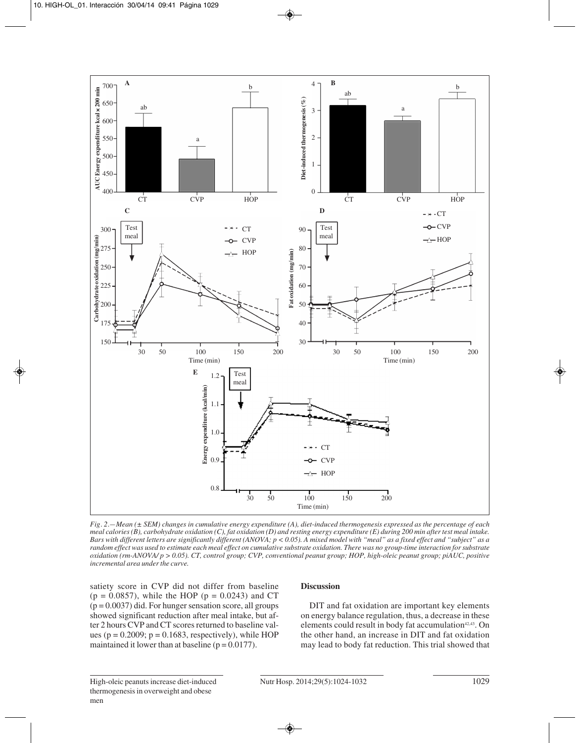*Fig. 2.—Mean (± SEM) changes in cumulative energy expenditure (A), diet-induced thermogenesis expressed as the percentage of each meal calories (B), carbohydrate oxidation (C), fat oxidation (D) and resting energy expenditure (E) during 200 min after test meal intake. Bars with different letters are significantly different (ANOVA; p < 0.05). A mixed model with "meal" as a fixed effect and "subject" as a random effect was used to estimate each meal effect on cumulative substrate oxidation. There was no group-time interaction for substrate oxidation (rm-ANOVA/ p > 0.05). CT, control group; CVP, conventional peanut group; HOP, high-oleic peanut group; piAUC, positive incremental area under the curve.*

satiety score in CVP did not differ from baseline ($p = 0.0857$), while the HOP ($p = 0.0243$) and CT ($p = 0.0037$) did. For hunger sensation score, all groups showed significant reduction after meal intake, but after 2 hours CVP and CT scores returned to baseline values ($p = 0.2009$; $p = 0.1683$, respectively), while HOP maintained it lower than at baseline ($p = 0.0177$).

## Discussion

DIT and fat oxidation are important key elements on energy balance regulation, thus, a decrease in these elements could result in body fat accumulation[42,43]. On the other hand, an increase in DIT and fat oxidation may lead to body fat reduction. This trial showed that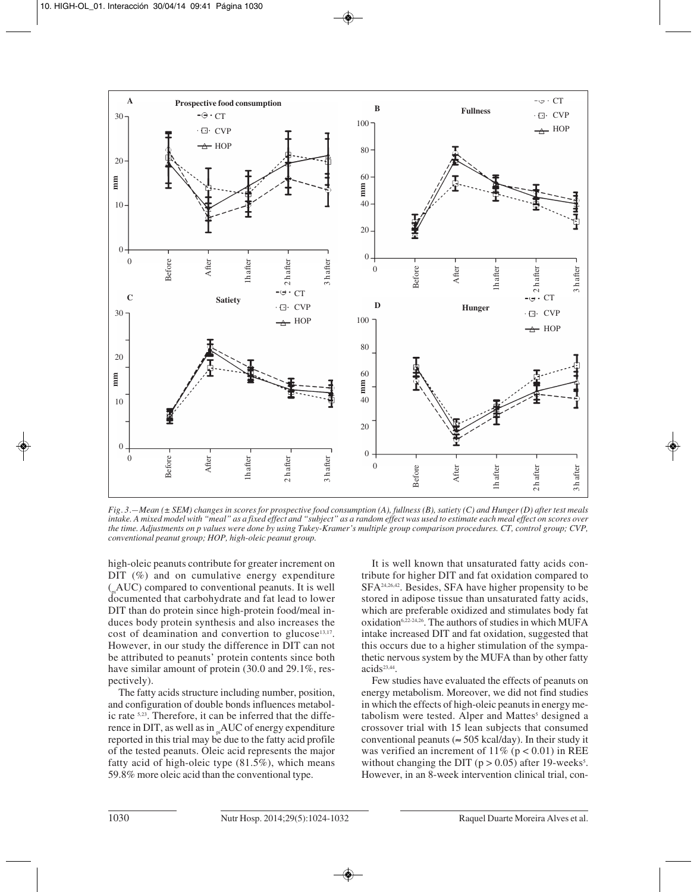Fig. 3.—Mean (± SEM) changes in scores for prospective food consumption (A), fullness (B), satiety (C) and Hunger (D) after test meals intake. A mixed model with "meal" as a fixed effect and "subject" as a random effect was used to estimate each meal effect on scores over the time. Adjustments on p values were done by using Tukey-Kramer's multiple group comparison procedures. CT, control group; CVP, conventional peanut group; HOP, high-oleic peanut group.

high-oleic peanuts contribute for greater increment on DIT (%) and on cumulative energy expenditure ($_{pi}$AUC) compared to conventional peanuts. It is well documented that carbohydrate and fat lead to lower DIT than do protein since high-protein food/meal induces body protein synthesis and also increases the cost of deamination and convertion to glucose[13,17]. However, in our study the difference in DIT can not be attributed to peanuts' protein contents since both have similar amount of protein (30.0 and 29.1%, respectively).

The fatty acids structure including number, position, and configuration of double bonds influences metabolic rate [5,23]. Therefore, it can be inferred that the difference in DIT, as well as in $_{pi}$AUC of energy expenditure reported in this trial may be due to the fatty acid profile of the tested peanuts. Oleic acid represents the major fatty acid of high-oleic type (81.5%), which means 59.8% more oleic acid than the conventional type.

It is well known that unsaturated fatty acids contribute for higher DIT and fat oxidation compared to SFA[24,26,42]. Besides, SFA have higher propensity to be stored in adipose tissue than unsaturated fatty acids, which are preferable oxidized and stimulates body fat oxidation[6,22-24,26]. The authors of studies in which MUFA intake increased DIT and fat oxidation, suggested that this occurs due to a higher stimulation of the sympathetic nervous system by the MUFA than by other fatty acids[23,44].

Few studies have evaluated the effects of peanuts on energy metabolism. Moreover, we did not find studies in which the effects of high-oleic peanuts in energy metabolism were tested. Alper and Mattes[5] designed a crossover trial with 15 lean subjects that consumed conventional peanuts (≈ 505 kcal/day). In their study it was verified an increment of 11% ($p < 0.01$) in REE without changing the DIT ($p > 0.05$) after 19-weeks[5]. However, in an 8-week intervention clinical trial, con-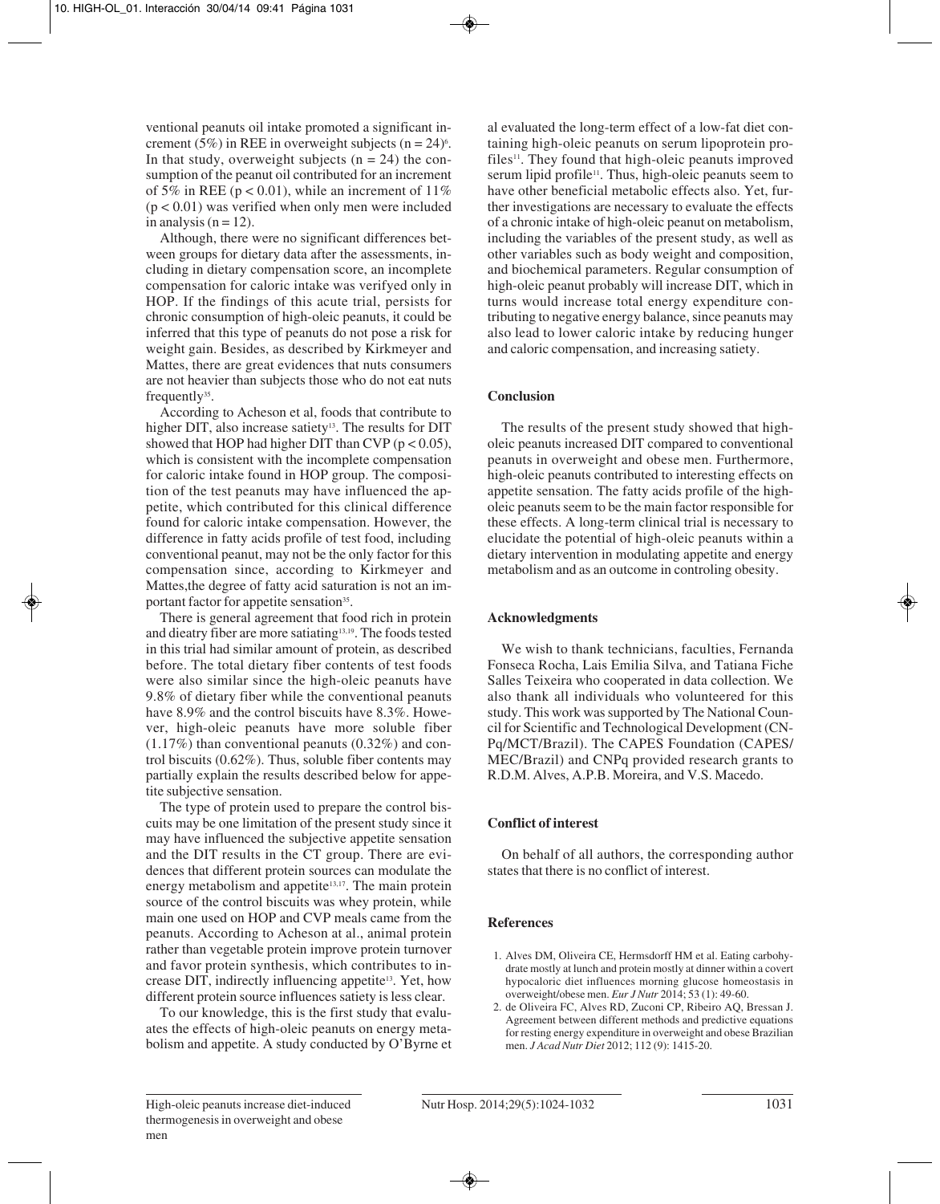ventional peanuts oil intake promoted a significant increment (5%) in REE in overweight subjects ($n = 24$)[6]. In that study, overweight subjects ($n = 24$) the consumption of the peanut oil contributed for an increment of 5% in REE ($p < 0.01$), while an increment of 11% ($p < 0.01$) was verified when only men were included in analysis ($n = 12$).

Although, there were no significant differences between groups for dietary data after the assessments, including in dietary compensation score, an incomplete compensation for caloric intake was verifyed only in HOP. If the findings of this acute trial, persists for chronic consumption of high-oleic peanuts, it could be inferred that this type of peanuts do not pose a risk for weight gain. Besides, as described by Kirkmeyer and Mattes, there are great evidences that nuts consumers are not heavier than subjects those who do not eat nuts frequently[35].

According to Acheson et al, foods that contribute to higher DIT, also increase satiety[13]. The results for DIT showed that HOP had higher DIT than CVP ($p < 0.05$), which is consistent with the incomplete compensation for caloric intake found in HOP group. The composition of the test peanuts may have influenced the appetite, which contributed for this clinical difference found for caloric intake compensation. However, the difference in fatty acids profile of test food, including conventional peanut, may not be the only factor for this compensation since, according to Kirkmeyer and Mattes,the degree of fatty acid saturation is not an important factor for appetite sensation[35].

There is general agreement that food rich in protein and dieatry fiber are more satiating[13,19]. The foods tested in this trial had similar amount of protein, as described before. The total dietary fiber contents of test foods were also similar since the high-oleic peanuts have 9.8% of dietary fiber while the conventional peanuts have 8.9% and the control biscuits have 8.3%. However, high-oleic peanuts have more soluble fiber (1.17%) than conventional peanuts (0.32%) and control biscuits (0.62%). Thus, soluble fiber contents may partially explain the results described below for appetite subjective sensation.

The type of protein used to prepare the control biscuits may be one limitation of the present study since it may have influenced the subjective appetite sensation and the DIT results in the CT group. There are evidences that different protein sources can modulate the energy metabolism and appetite[13,17]. The main protein source of the control biscuits was whey protein, while main one used on HOP and CVP meals came from the peanuts. According to Acheson at al., animal protein rather than vegetable protein improve protein turnover and favor protein synthesis, which contributes to increase DIT, indirectly influencing appetite[13]. Yet, how different protein source influences satiety is less clear.

To our knowledge, this is the first study that evaluates the effects of high-oleic peanuts on energy metabolism and appetite. A study conducted by O'Byrne et al evaluated the long-term effect of a low-fat diet containing high-oleic peanuts on serum lipoprotein profiles[11]. They found that high-oleic peanuts improved serum lipid profile[11]. Thus, high-oleic peanuts seem to have other beneficial metabolic effects also. Yet, further investigations are necessary to evaluate the effects of a chronic intake of high-oleic peanut on metabolism, including the variables of the present study, as well as other variables such as body weight and composition, and biochemical parameters. Regular consumption of high-oleic peanut probably will increase DIT, which in turns would increase total energy expenditure contributing to negative energy balance, since peanuts may also lead to lower caloric intake by reducing hunger and caloric compensation, and increasing satiety.

## Conclusion

The results of the present study showed that high-oleic peanuts increased DIT compared to conventional peanuts in overweight and obese men. Furthermore, high-oleic peanuts contributed to interesting effects on appetite sensation. The fatty acids profile of the high-oleic peanuts seem to be the main factor responsible for these effects. A long-term clinical trial is necessary to elucidate the potential of high-oleic peanuts within a dietary intervention in modulating appetite and energy metabolism and as an outcome in controling obesity.

## Acknowledgments

We wish to thank technicians, faculties, Fernanda Fonseca Rocha, Lais Emilia Silva, and Tatiana Fiche Salles Teixeira who cooperated in data collection. We also thank all individuals who volunteered for this study. This work was supported by The National Council for Scientific and Technological Development (CNPq/MCT/Brazil). The CAPES Foundation (CAPES/MEC/Brazil) and CNPq provided research grants to R.D.M. Alves, A.P.B. Moreira, and V.S. Macedo.

## Conflict of interest

On behalf of all authors, the corresponding author states that there is no conflict of interest.

## References

1. Alves DM, Oliveira CE, Hermsdorff HM et al. Eating carbohydrate mostly at lunch and protein mostly at dinner within a covert hypocaloric diet influences morning glucose homeostasis in overweight/obese men. *Eur J Nutr* 2014; 53 (1): 49-60.
2. de Oliveira FC, Alves RD, Zuconi CP, Ribeiro AQ, Bressan J. Agreement between different methods and predictive equations for resting energy expenditure in overweight and obese Brazilian men. *J Acad Nutr Diet* 2012; 112 (9): 1415-20.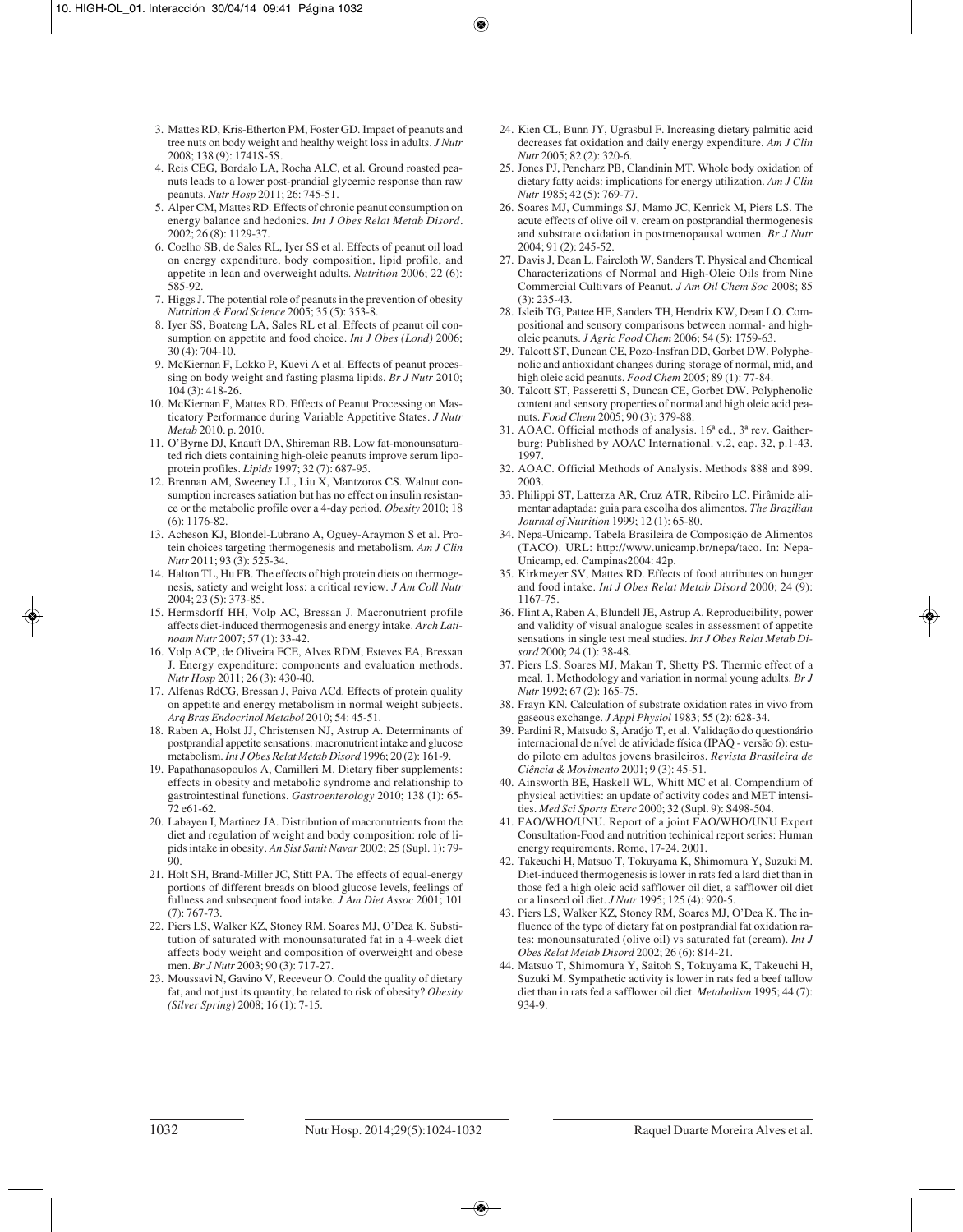3. Mattes RD, Kris-Etherton PM, Foster GD. Impact of peanuts and tree nuts on body weight and healthy weight loss in adults. *J Nutr* 2008; 138 (9): 1741S-5S.
4. Reis CEG, Bordalo LA, Rocha ALC, et al. Ground roasted peanuts leads to a lower post-prandial glycemic response than raw peanuts. *Nutr Hosp* 2011; 26: 745-51.
5. Alper CM, Mattes RD. Effects of chronic peanut consumption on energy balance and hedonics. *Int J Obes Relat Metab Disord*. 2002; 26 (8): 1129-37.
6. Coelho SB, de Sales RL, Iyer SS et al. Effects of peanut oil load on energy expenditure, body composition, lipid profile, and appetite in lean and overweight adults. *Nutrition* 2006; 22 (6): 585-92.
7. Higgs J. The potential role of peanuts in the prevention of obesity *Nutrition & Food Science* 2005; 35 (5): 353-8.
8. Iyer SS, Boateng LA, Sales RL et al. Effects of peanut oil consumption on appetite and food choice. *Int J Obes (Lond)* 2006; 30 (4): 704-10.
9. McKiernan F, Lokko P, Kuevi A et al. Effects of peanut processing on body weight and fasting plasma lipids. *Br J Nutr* 2010; 104 (3): 418-26.
10. McKiernan F, Mattes RD. Effects of Peanut Processing on Masticatory Performance during Variable Appetitive States. *J Nutr Metab* 2010. p. 2010.
11. O'Byrne DJ, Knauft DA, Shireman RB. Low fat-monounsaturated rich diets containing high-oleic peanuts improve serum lipoprotein profiles. *Lipids* 1997; 32 (7): 687-95.
12. Brennan AM, Sweeney LL, Liu X, Mantzoros CS. Walnut consumption increases satiation but has no effect on insulin resistance or the metabolic profile over a 4-day period. *Obesity* 2010; 18 (6): 1176-82.
13. Acheson KJ, Blondel-Lubrano A, Oguey-Araymon S et al. Protein choices targeting thermogenesis and metabolism. *Am J Clin Nutr* 2011; 93 (3): 525-34.
14. Halton TL, Hu FB. The effects of high protein diets on thermogenesis, satiety and weight loss: a critical review. *J Am Coll Nutr* 2004; 23 (5): 373-85.
15. Hermsdorff HH, Volp AC, Bressan J. Macronutrient profile affects diet-induced thermogenesis and energy intake. *Arch Latinoam Nutr* 2007; 57 (1): 33-42.
16. Volp ACP, de Oliveira FCE, Alves RDM, Esteves EA, Bressan J. Energy expenditure: components and evaluation methods. *Nutr Hosp* 2011; 26 (3): 430-40.
17. Alfenas RdCG, Bressan J, Paiva ACd. Effects of protein quality on appetite and energy metabolism in normal weight subjects. *Arq Bras Endocrinol Metabol* 2010; 54: 45-51.
18. Raben A, Holst JJ, Christensen NJ, Astrup A. Determinants of postprandial appetite sensations: macronutrient intake and glucose metabolism. *Int J Obes Relat Metab Disord* 1996; 20 (2): 161-9.
19. Papathanasopoulos A, Camilleri M. Dietary fiber supplements: effects in obesity and metabolic syndrome and relationship to gastrointestinal functions. *Gastroenterology* 2010; 138 (1): 65-72 e61-62.
20. Labayen I, Martinez JA. Distribution of macronutrients from the diet and regulation of weight and body composition: role of lipids intake in obesity. *An Sist Sanit Navar* 2002; 25 (Supl. 1): 79-90.
21. Holt SH, Brand-Miller JC, Stitt PA. The effects of equal-energy portions of different breads on blood glucose levels, feelings of fullness and subsequent food intake. *J Am Diet Assoc* 2001; 101 (7): 767-73.
22. Piers LS, Walker KZ, Stoney RM, Soares MJ, O'Dea K. Substitution of saturated with monounsaturated fat in a 4-week diet affects body weight and composition of overweight and obese men. *Br J Nutr* 2003; 90 (3): 717-27.
23. Moussavi N, Gavino V, Receveur O. Could the quality of dietary fat, and not just its quantity, be related to risk of obesity? *Obesity (Silver Spring)* 2008; 16 (1): 7-15.
24. Kien CL, Bunn JY, Ugrasbul F. Increasing dietary palmitic acid decreases fat oxidation and daily energy expenditure. *Am J Clin Nutr* 2005; 82 (2): 320-6.
25. Jones PJ, Pencharz PB, Clandinin MT. Whole body oxidation of dietary fatty acids: implications for energy utilization. *Am J Clin Nutr* 1985; 42 (5): 769-77.
26. Soares MJ, Cummings SJ, Mamo JC, Kenrick M, Piers LS. The acute effects of olive oil v. cream on postprandial thermogenesis and substrate oxidation in postmenopausal women. *Br J Nutr* 2004; 91 (2): 245-52.
27. Davis J, Dean L, Faircloth W, Sanders T. Physical and Chemical Characterizations of Normal and High-Oleic Oils from Nine Commercial Cultivars of Peanut. *J Am Oil Chem Soc* 2008; 85 (3): 235-43.
28. Isleib TG, Pattee HE, Sanders TH, Hendrix KW, Dean LO. Compositional and sensory comparisons between normal- and high-oleic peanuts. *J Agric Food Chem* 2006; 54 (5): 1759-63.
29. Talcott ST, Duncan CE, Pozo-Insfran DD, Gorbet DW. Polyphenolic and antioxidant changes during storage of normal, mid, and high oleic acid peanuts. *Food Chem* 2005; 89 (1): 77-84.
30. Talcott ST, Passeretti S, Duncan CE, Gorbet DW. Polyphenolic content and sensory properties of normal and high oleic acid peanuts. *Food Chem* 2005; 90 (3): 379-88.
31. AOAC. Official methods of analysis. 16ª ed., 3ª rev. Gaitherburg: Published by AOAC International. v.2, cap. 32, p.1-43. 1997.
32. AOAC. Official Methods of Analysis. Methods 888 and 899. 2003.
33. Philippi ST, Latterza AR, Cruz ATR, Ribeiro LC. Pirâmide alimentar adaptada: guia para escolha dos alimentos. *The Brazilian Journal of Nutrition* 1999; 12 (1): 65-80.
34. Nepa-Unicamp. Tabela Brasileira de Composição de Alimentos (TACO). URL: http://www.unicamp.br/nepa/taco. In: Nepa-Unicamp, ed. Campinas2004: 42p.
35. Kirkmeyer SV, Mattes RD. Effects of food attributes on hunger and food intake. *Int J Obes Relat Metab Disord* 2000; 24 (9): 1167-75.
36. Flint A, Raben A, Blundell JE, Astrup A. Reproducibility, power and validity of visual analogue scales in assessment of appetite sensations in single test meal studies. *Int J Obes Relat Metab Disord* 2000; 24 (1): 38-48.
37. Piers LS, Soares MJ, Makan T, Shetty PS. Thermic effect of a meal. 1. Methodology and variation in normal young adults. *Br J Nutr* 1992; 67 (2): 165-75.
38. Frayn KN. Calculation of substrate oxidation rates in vivo from gaseous exchange. *J Appl Physiol* 1983; 55 (2): 628-34.
39. Pardini R, Matsudo S, Araújo T, et al. Validação do questionário internacional de nível de atividade física (IPAQ - versão 6): estudo piloto em adultos jovens brasileiros. *Revista Brasileira de Ciência & Movimento* 2001; 9 (3): 45-51.
40. Ainsworth BE, Haskell WL, Whitt MC et al. Compendium of physical activities: an update of activity codes and MET intensities. *Med Sci Sports Exerc* 2000; 32 (Supl. 9): S498-504.
41. FAO/WHO/UNU. Report of a joint FAO/WHO/UNU Expert Consultation-Food and nutrition techinical report series: Human energy requirements. Rome, 17-24. 2001.
42. Takeuchi H, Matsuo T, Tokuyama K, Shimomura Y, Suzuki M. Diet-induced thermogenesis is lower in rats fed a lard diet than in those fed a high oleic acid safflower oil diet, a safflower oil diet or a linseed oil diet. *J Nutr* 1995; 125 (4): 920-5.
43. Piers LS, Walker KZ, Stoney RM, Soares MJ, O'Dea K. The influence of the type of dietary fat on postprandial fat oxidation rates: monounsaturated (olive oil) vs saturated fat (cream). *Int J Obes Relat Metab Disord* 2002; 26 (6): 814-21.
44. Matsuo T, Shimomura Y, Saitoh S, Tokuyama K, Takeuchi H, Suzuki M. Sympathetic activity is lower in rats fed a beef tallow diet than in rats fed a safflower oil diet. *Metabolism* 1995; 44 (7): 934-9.